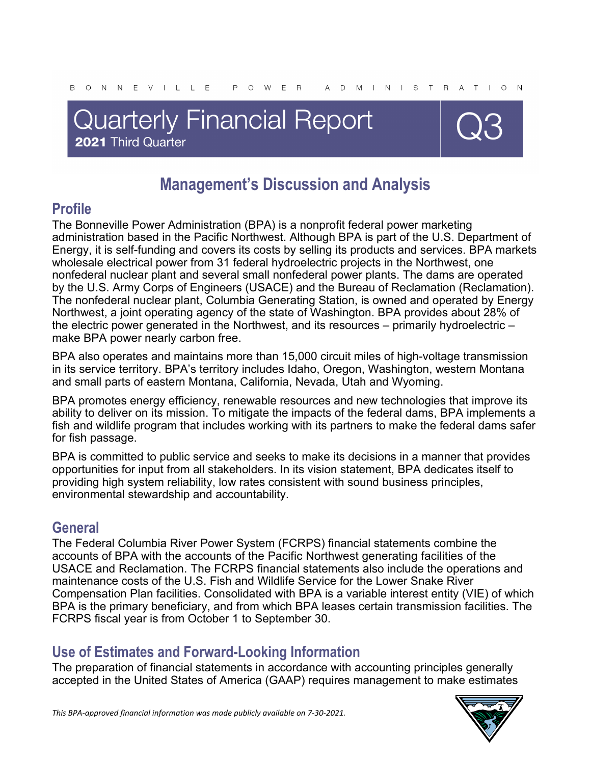BONNEVILLE POWER ADMINISTRATION

# Quarterly Financial Report
**2021** Third Quarter

Q3

# Management's Discussion and Analysis

## Profile

The Bonneville Power Administration (BPA) is a nonprofit federal power marketing administration based in the Pacific Northwest. Although BPA is part of the U.S. Department of Energy, it is self-funding and covers its costs by selling its products and services. BPA markets wholesale electrical power from 31 federal hydroelectric projects in the Northwest, one nonfederal nuclear plant and several small nonfederal power plants. The dams are operated by the U.S. Army Corps of Engineers (USACE) and the Bureau of Reclamation (Reclamation). The nonfederal nuclear plant, Columbia Generating Station, is owned and operated by Energy Northwest, a joint operating agency of the state of Washington. BPA provides about 28% of the electric power generated in the Northwest, and its resources – primarily hydroelectric – make BPA power nearly carbon free.

BPA also operates and maintains more than 15,000 circuit miles of high-voltage transmission in its service territory. BPA's territory includes Idaho, Oregon, Washington, western Montana and small parts of eastern Montana, California, Nevada, Utah and Wyoming.

BPA promotes energy efficiency, renewable resources and new technologies that improve its ability to deliver on its mission. To mitigate the impacts of the federal dams, BPA implements a fish and wildlife program that includes working with its partners to make the federal dams safer for fish passage.

BPA is committed to public service and seeks to make its decisions in a manner that provides opportunities for input from all stakeholders. In its vision statement, BPA dedicates itself to providing high system reliability, low rates consistent with sound business principles, environmental stewardship and accountability.

## General

The Federal Columbia River Power System (FCRPS) financial statements combine the accounts of BPA with the accounts of the Pacific Northwest generating facilities of the USACE and Reclamation. The FCRPS financial statements also include the operations and maintenance costs of the U.S. Fish and Wildlife Service for the Lower Snake River Compensation Plan facilities. Consolidated with BPA is a variable interest entity (VIE) of which BPA is the primary beneficiary, and from which BPA leases certain transmission facilities. The FCRPS fiscal year is from October 1 to September 30.

## Use of Estimates and Forward-Looking Information

The preparation of financial statements in accordance with accounting principles generally accepted in the United States of America (GAAP) requires management to make estimates

*This BPA-approved financial information was made publicly available on 7-30-2021.*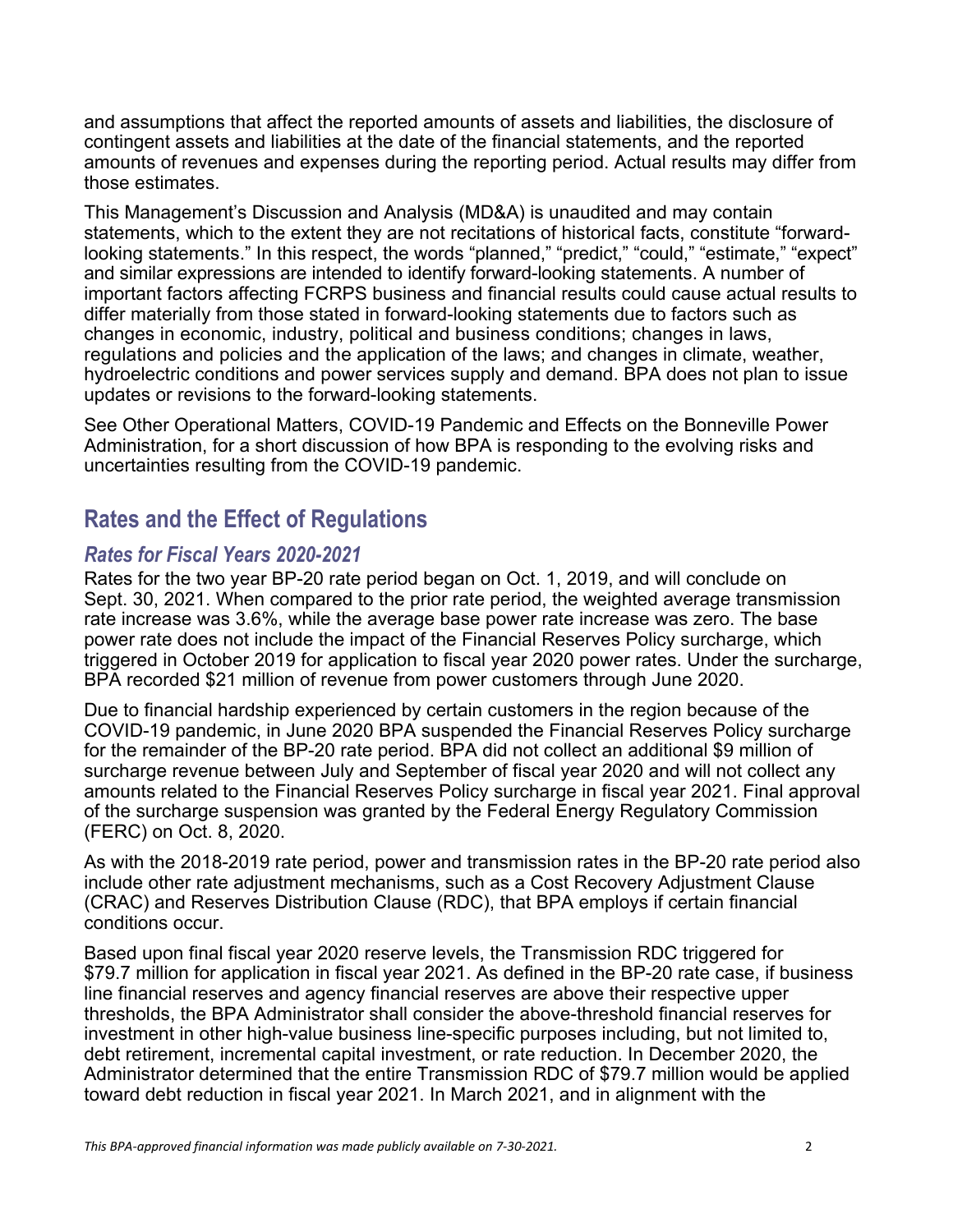and assumptions that affect the reported amounts of assets and liabilities, the disclosure of contingent assets and liabilities at the date of the financial statements, and the reported amounts of revenues and expenses during the reporting period. Actual results may differ from those estimates.

This Management's Discussion and Analysis (MD&A) is unaudited and may contain statements, which to the extent they are not recitations of historical facts, constitute "forward-looking statements." In this respect, the words "planned," "predict," "could," "estimate," "expect" and similar expressions are intended to identify forward-looking statements. A number of important factors affecting FCRPS business and financial results could cause actual results to differ materially from those stated in forward-looking statements due to factors such as changes in economic, industry, political and business conditions; changes in laws, regulations and policies and the application of the laws; and changes in climate, weather, hydroelectric conditions and power services supply and demand. BPA does not plan to issue updates or revisions to the forward-looking statements.

See Other Operational Matters, COVID-19 Pandemic and Effects on the Bonneville Power Administration, for a short discussion of how BPA is responding to the evolving risks and uncertainties resulting from the COVID-19 pandemic.

## Rates and the Effect of Regulations

### *Rates for Fiscal Years 2020-2021*

Rates for the two year BP-20 rate period began on Oct. 1, 2019, and will conclude on Sept. 30, 2021. When compared to the prior rate period, the weighted average transmission rate increase was 3.6%, while the average base power rate increase was zero. The base power rate does not include the impact of the Financial Reserves Policy surcharge, which triggered in October 2019 for application to fiscal year 2020 power rates. Under the surcharge, BPA recorded $21 million of revenue from power customers through June 2020.

Due to financial hardship experienced by certain customers in the region because of the COVID-19 pandemic, in June 2020 BPA suspended the Financial Reserves Policy surcharge for the remainder of the BP-20 rate period. BPA did not collect an additional $9 million of surcharge revenue between July and September of fiscal year 2020 and will not collect any amounts related to the Financial Reserves Policy surcharge in fiscal year 2021. Final approval of the surcharge suspension was granted by the Federal Energy Regulatory Commission (FERC) on Oct. 8, 2020.

As with the 2018-2019 rate period, power and transmission rates in the BP-20 rate period also include other rate adjustment mechanisms, such as a Cost Recovery Adjustment Clause (CRAC) and Reserves Distribution Clause (RDC), that BPA employs if certain financial conditions occur.

Based upon final fiscal year 2020 reserve levels, the Transmission RDC triggered for $79.7 million for application in fiscal year 2021. As defined in the BP-20 rate case, if business line financial reserves and agency financial reserves are above their respective upper thresholds, the BPA Administrator shall consider the above-threshold financial reserves for investment in other high-value business line-specific purposes including, but not limited to, debt retirement, incremental capital investment, or rate reduction. In December 2020, the Administrator determined that the entire Transmission RDC of $79.7 million would be applied toward debt reduction in fiscal year 2021. In March 2021, and in alignment with the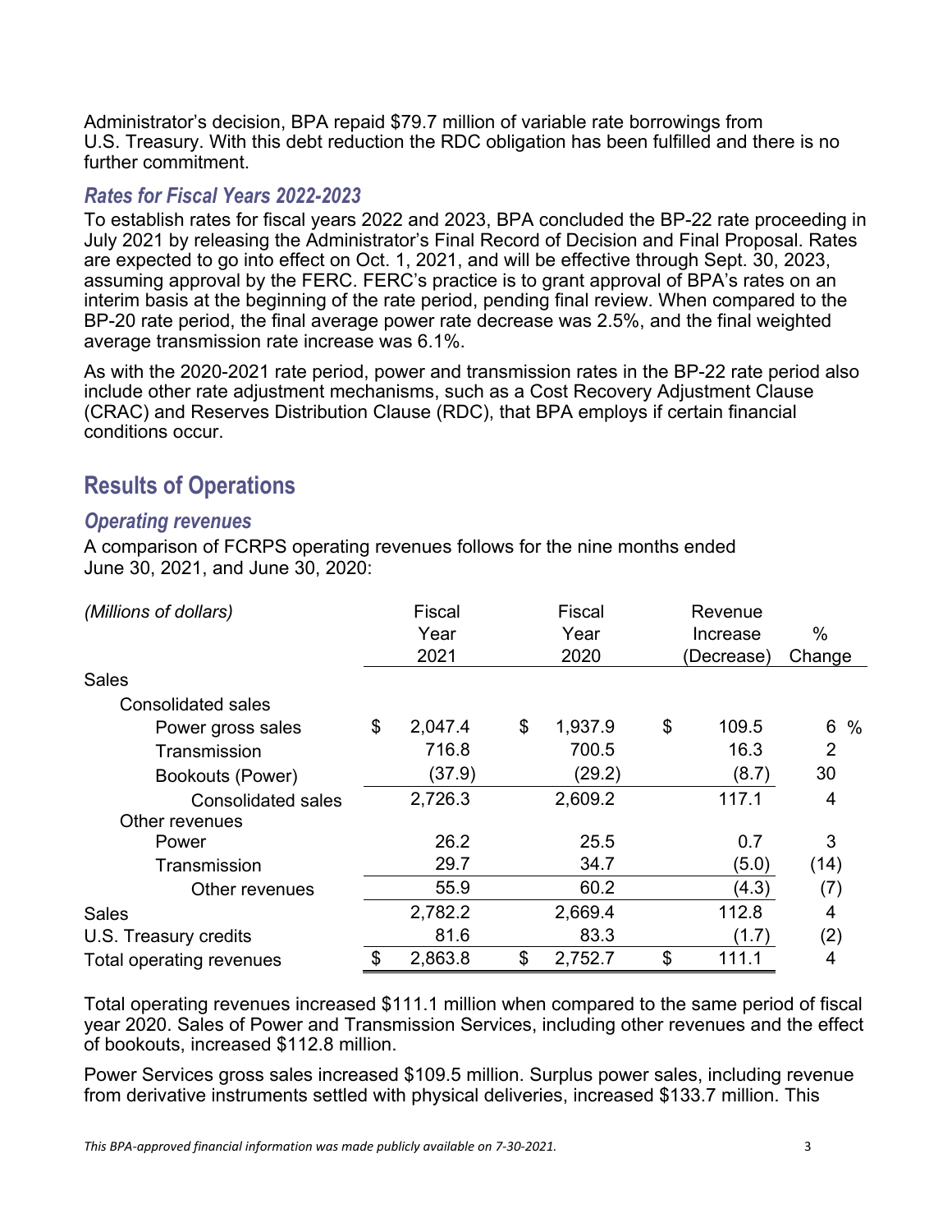Administrator's decision, BPA repaid $79.7 million of variable rate borrowings from U.S. Treasury. With this debt reduction the RDC obligation has been fulfilled and there is no further commitment.

### *Rates for Fiscal Years 2022-2023*

To establish rates for fiscal years 2022 and 2023, BPA concluded the BP-22 rate proceeding in July 2021 by releasing the Administrator's Final Record of Decision and Final Proposal. Rates are expected to go into effect on Oct. 1, 2021, and will be effective through Sept. 30, 2023, assuming approval by the FERC. FERC's practice is to grant approval of BPA's rates on an interim basis at the beginning of the rate period, pending final review. When compared to the BP-20 rate period, the final average power rate decrease was 2.5%, and the final weighted average transmission rate increase was 6.1%.

As with the 2020-2021 rate period, power and transmission rates in the BP-22 rate period also include other rate adjustment mechanisms, such as a Cost Recovery Adjustment Clause (CRAC) and Reserves Distribution Clause (RDC), that BPA employs if certain financial conditions occur.

## Results of Operations

### *Operating revenues*

A comparison of FCRPS operating revenues follows for the nine months ended June 30, 2021, and June 30, 2020:

| *(Millions of dollars)* | Fiscal Year 2021 | Fiscal Year 2020 | Revenue Increase (Decrease) | % Change |
|---|---|---|---|---|
| Sales | | | | |
| Consolidated sales | | | | |
| Power gross sales | $ 2,047.4 | $ 1,937.9 | $ 109.5 | 6 % |
| Transmission | 716.8 | 700.5 | 16.3 | 2 |
| Bookouts (Power) | (37.9) | (29.2) | (8.7) | 30 |
| Consolidated sales | 2,726.3 | 2,609.2 | 117.1 | 4 |
| Other revenues | | | | |
| Power | 26.2 | 25.5 | 0.7 | 3 |
| Transmission | 29.7 | 34.7 | (5.0) | (14) |
| Other revenues | 55.9 | 60.2 | (4.3) | (7) |
| Sales | 2,782.2 | 2,669.4 | 112.8 | 4 |
| U.S. Treasury credits | 81.6 | 83.3 | (1.7) | (2) |
| Total operating revenues | $ 2,863.8 | $ 2,752.7 | $ 111.1 | 4 |

Total operating revenues increased $111.1 million when compared to the same period of fiscal year 2020. Sales of Power and Transmission Services, including other revenues and the effect of bookouts, increased $112.8 million.

Power Services gross sales increased $109.5 million. Surplus power sales, including revenue from derivative instruments settled with physical deliveries, increased $133.7 million. This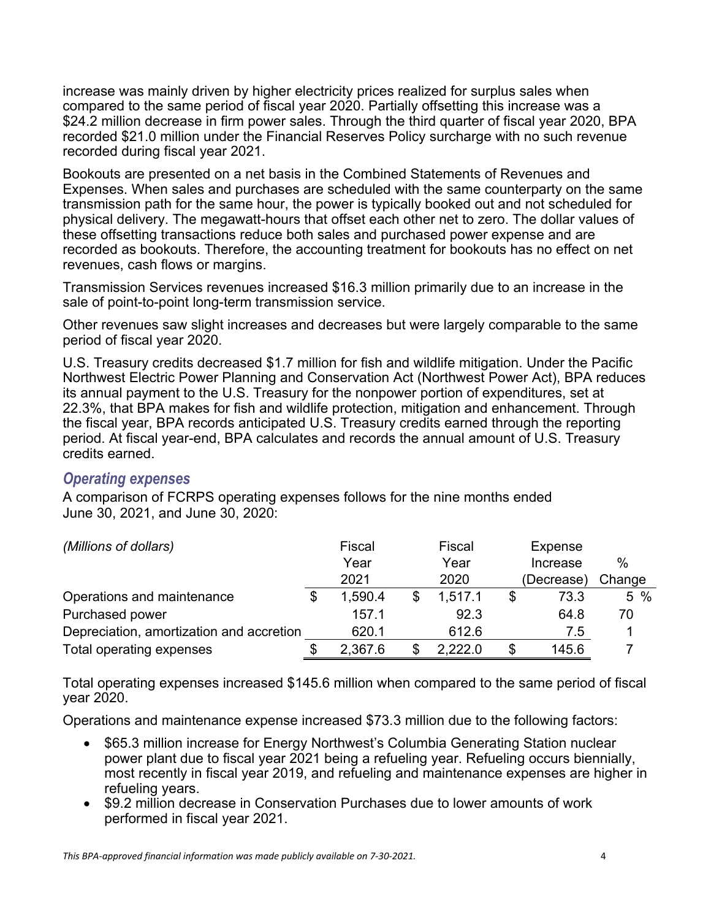increase was mainly driven by higher electricity prices realized for surplus sales when compared to the same period of fiscal year 2020. Partially offsetting this increase was a $24.2 million decrease in firm power sales. Through the third quarter of fiscal year 2020, BPA recorded $21.0 million under the Financial Reserves Policy surcharge with no such revenue recorded during fiscal year 2021.

Bookouts are presented on a net basis in the Combined Statements of Revenues and Expenses. When sales and purchases are scheduled with the same counterparty on the same transmission path for the same hour, the power is typically booked out and not scheduled for physical delivery. The megawatt-hours that offset each other net to zero. The dollar values of these offsetting transactions reduce both sales and purchased power expense and are recorded as bookouts. Therefore, the accounting treatment for bookouts has no effect on net revenues, cash flows or margins.

Transmission Services revenues increased $16.3 million primarily due to an increase in the sale of point-to-point long-term transmission service.

Other revenues saw slight increases and decreases but were largely comparable to the same period of fiscal year 2020.

U.S. Treasury credits decreased $1.7 million for fish and wildlife mitigation. Under the Pacific Northwest Electric Power Planning and Conservation Act (Northwest Power Act), BPA reduces its annual payment to the U.S. Treasury for the nonpower portion of expenditures, set at 22.3%, that BPA makes for fish and wildlife protection, mitigation and enhancement. Through the fiscal year, BPA records anticipated U.S. Treasury credits earned through the reporting period. At fiscal year-end, BPA calculates and records the annual amount of U.S. Treasury credits earned.

### *Operating expenses*

A comparison of FCRPS operating expenses follows for the nine months ended June 30, 2021, and June 30, 2020:

| *(Millions of dollars)* | Fiscal Year 2021 | Fiscal Year 2020 | Expense Increase (Decrease) | % Change |
|---|---|---|---|---|
| Operations and maintenance | $ 1,590.4 | $ 1,517.1 | $ 73.3 | 5 % |
| Purchased power | 157.1 | 92.3 | 64.8 | 70 |
| Depreciation, amortization and accretion | 620.1 | 612.6 | 7.5 | 1 |
| Total operating expenses | $ 2,367.6 | $ 2,222.0 | $ 145.6 | 7 |

Total operating expenses increased $145.6 million when compared to the same period of fiscal year 2020.

Operations and maintenance expense increased $73.3 million due to the following factors:

- $65.3 million increase for Energy Northwest's Columbia Generating Station nuclear power plant due to fiscal year 2021 being a refueling year. Refueling occurs biennially, most recently in fiscal year 2019, and refueling and maintenance expenses are higher in refueling years.
- $9.2 million decrease in Conservation Purchases due to lower amounts of work performed in fiscal year 2021.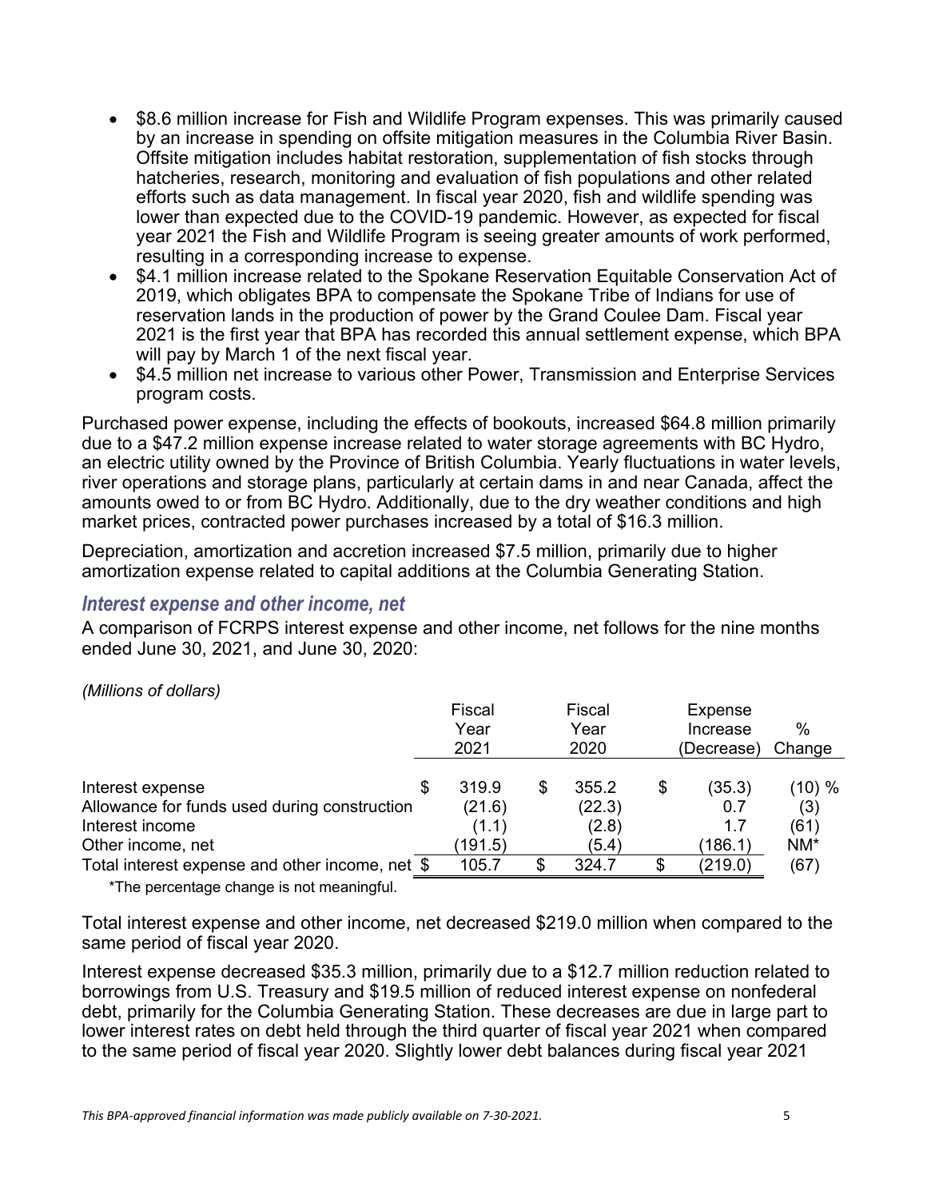- $8.6 million increase for Fish and Wildlife Program expenses. This was primarily caused by an increase in spending on offsite mitigation measures in the Columbia River Basin. Offsite mitigation includes habitat restoration, supplementation of fish stocks through hatcheries, research, monitoring and evaluation of fish populations and other related efforts such as data management. In fiscal year 2020, fish and wildlife spending was lower than expected due to the COVID-19 pandemic. However, as expected for fiscal year 2021 the Fish and Wildlife Program is seeing greater amounts of work performed, resulting in a corresponding increase to expense.
- $4.1 million increase related to the Spokane Reservation Equitable Conservation Act of 2019, which obligates BPA to compensate the Spokane Tribe of Indians for use of reservation lands in the production of power by the Grand Coulee Dam. Fiscal year 2021 is the first year that BPA has recorded this annual settlement expense, which BPA will pay by March 1 of the next fiscal year.
- $4.5 million net increase to various other Power, Transmission and Enterprise Services program costs.

Purchased power expense, including the effects of bookouts, increased $64.8 million primarily due to a $47.2 million expense increase related to water storage agreements with BC Hydro, an electric utility owned by the Province of British Columbia. Yearly fluctuations in water levels, river operations and storage plans, particularly at certain dams in and near Canada, affect the amounts owed to or from BC Hydro. Additionally, due to the dry weather conditions and high market prices, contracted power purchases increased by a total of $16.3 million.

Depreciation, amortization and accretion increased $7.5 million, primarily due to higher amortization expense related to capital additions at the Columbia Generating Station.

### *Interest expense and other income, net*

A comparison of FCRPS interest expense and other income, net follows for the nine months ended June 30, 2021, and June 30, 2020:

*(Millions of dollars)*

| | Fiscal Year 2021 | Fiscal Year 2020 | Expense Increase (Decrease) | % Change |
|---|---|---|---|---|
| Interest expense | $ 319.9 | $ 355.2 | $ (35.3) | (10) % |
| Allowance for funds used during construction | (21.6) | (22.3) | 0.7 | (3) |
| Interest income | (1.1) | (2.8) | 1.7 | (61) |
| Other income, net | (191.5) | (5.4) | (186.1) | NM* |
| Total interest expense and other income, net | $ 105.7 | $ 324.7 | $ (219.0) | (67) |

*The percentage change is not meaningful.

Total interest expense and other income, net decreased $219.0 million when compared to the same period of fiscal year 2020.

Interest expense decreased $35.3 million, primarily due to a $12.7 million reduction related to borrowings from U.S. Treasury and $19.5 million of reduced interest expense on nonfederal debt, primarily for the Columbia Generating Station. These decreases are due in large part to lower interest rates on debt held through the third quarter of fiscal year 2021 when compared to the same period of fiscal year 2020. Slightly lower debt balances during fiscal year 2021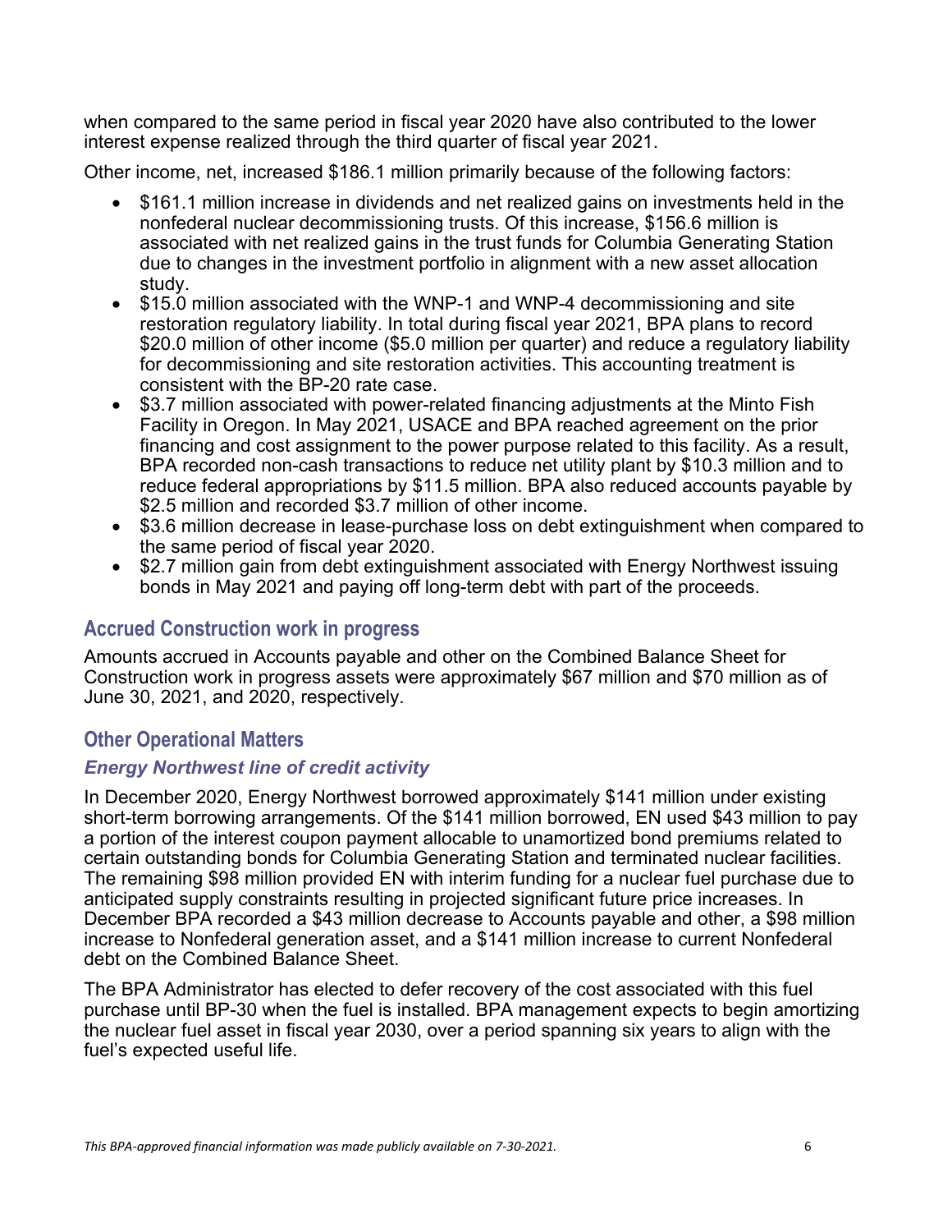when compared to the same period in fiscal year 2020 have also contributed to the lower interest expense realized through the third quarter of fiscal year 2021.

Other income, net, increased $186.1 million primarily because of the following factors:

- $161.1 million increase in dividends and net realized gains on investments held in the nonfederal nuclear decommissioning trusts. Of this increase, $156.6 million is associated with net realized gains in the trust funds for Columbia Generating Station due to changes in the investment portfolio in alignment with a new asset allocation study.
- $15.0 million associated with the WNP-1 and WNP-4 decommissioning and site restoration regulatory liability. In total during fiscal year 2021, BPA plans to record $20.0 million of other income ($5.0 million per quarter) and reduce a regulatory liability for decommissioning and site restoration activities. This accounting treatment is consistent with the BP-20 rate case.
- $3.7 million associated with power-related financing adjustments at the Minto Fish Facility in Oregon. In May 2021, USACE and BPA reached agreement on the prior financing and cost assignment to the power purpose related to this facility. As a result, BPA recorded non-cash transactions to reduce net utility plant by $10.3 million and to reduce federal appropriations by $11.5 million. BPA also reduced accounts payable by $2.5 million and recorded $3.7 million of other income.
- $3.6 million decrease in lease-purchase loss on debt extinguishment when compared to the same period of fiscal year 2020.
- $2.7 million gain from debt extinguishment associated with Energy Northwest issuing bonds in May 2021 and paying off long-term debt with part of the proceeds.

## Accrued Construction work in progress

Amounts accrued in Accounts payable and other on the Combined Balance Sheet for Construction work in progress assets were approximately $67 million and $70 million as of June 30, 2021, and 2020, respectively.

## Other Operational Matters

### *Energy Northwest line of credit activity*

In December 2020, Energy Northwest borrowed approximately $141 million under existing short-term borrowing arrangements. Of the $141 million borrowed, EN used $43 million to pay a portion of the interest coupon payment allocable to unamortized bond premiums related to certain outstanding bonds for Columbia Generating Station and terminated nuclear facilities. The remaining $98 million provided EN with interim funding for a nuclear fuel purchase due to anticipated supply constraints resulting in projected significant future price increases. In December BPA recorded a $43 million decrease to Accounts payable and other, a $98 million increase to Nonfederal generation asset, and a $141 million increase to current Nonfederal debt on the Combined Balance Sheet.

The BPA Administrator has elected to defer recovery of the cost associated with this fuel purchase until BP-30 when the fuel is installed. BPA management expects to begin amortizing the nuclear fuel asset in fiscal year 2030, over a period spanning six years to align with the fuel's expected useful life.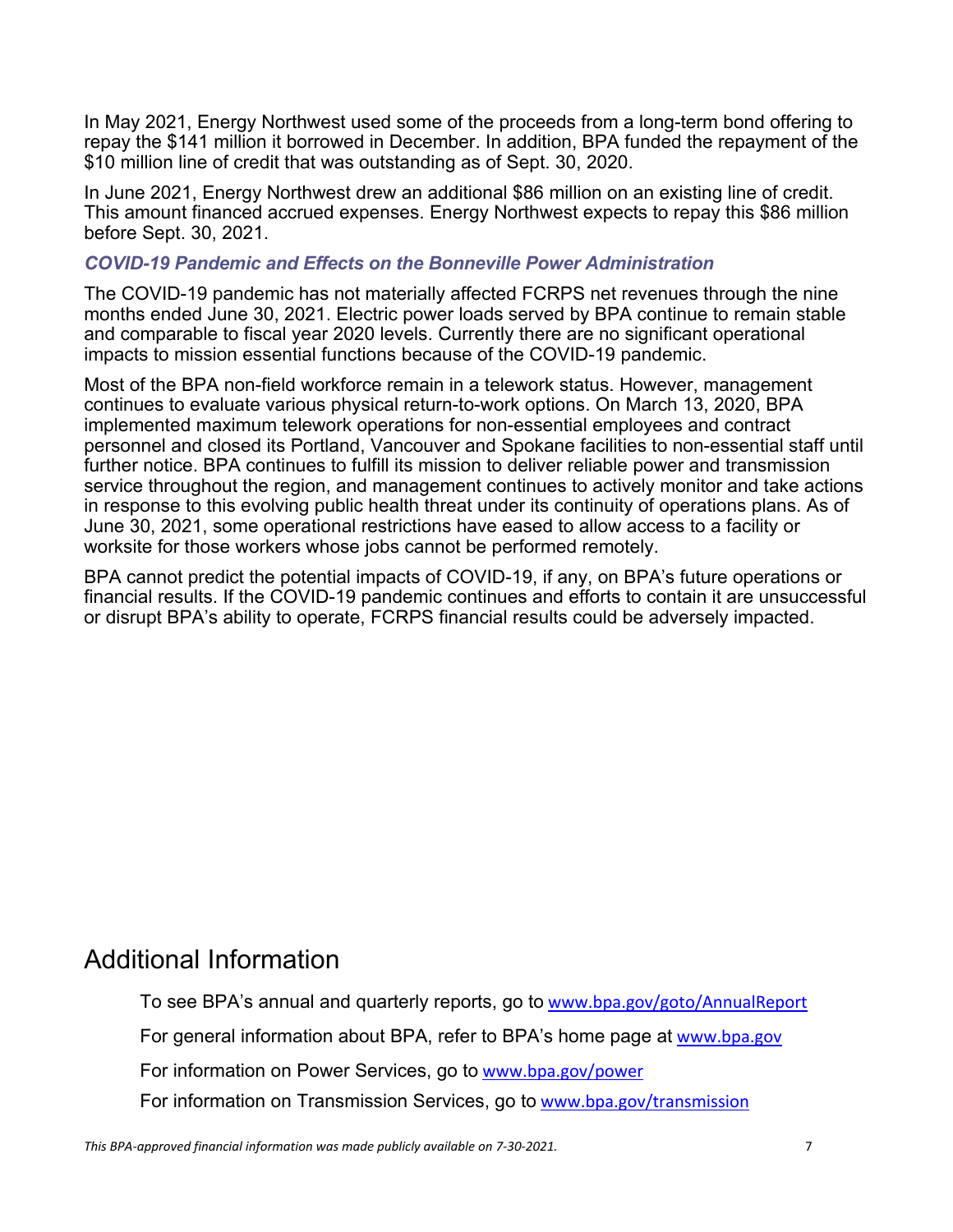In May 2021, Energy Northwest used some of the proceeds from a long-term bond offering to repay the $141 million it borrowed in December. In addition, BPA funded the repayment of the $10 million line of credit that was outstanding as of Sept. 30, 2020.

In June 2021, Energy Northwest drew an additional $86 million on an existing line of credit. This amount financed accrued expenses. Energy Northwest expects to repay this $86 million before Sept. 30, 2021.

### *COVID-19 Pandemic and Effects on the Bonneville Power Administration*

The COVID-19 pandemic has not materially affected FCRPS net revenues through the nine months ended June 30, 2021. Electric power loads served by BPA continue to remain stable and comparable to fiscal year 2020 levels. Currently there are no significant operational impacts to mission essential functions because of the COVID-19 pandemic.

Most of the BPA non-field workforce remain in a telework status. However, management continues to evaluate various physical return-to-work options. On March 13, 2020, BPA implemented maximum telework operations for non-essential employees and contract personnel and closed its Portland, Vancouver and Spokane facilities to non-essential staff until further notice. BPA continues to fulfill its mission to deliver reliable power and transmission service throughout the region, and management continues to actively monitor and take actions in response to this evolving public health threat under its continuity of operations plans. As of June 30, 2021, some operational restrictions have eased to allow access to a facility or worksite for those workers whose jobs cannot be performed remotely.

BPA cannot predict the potential impacts of COVID-19, if any, on BPA's future operations or financial results. If the COVID-19 pandemic continues and efforts to contain it are unsuccessful or disrupt BPA's ability to operate, FCRPS financial results could be adversely impacted.

## Additional Information

To see BPA's annual and quarterly reports, go to www.bpa.gov/goto/AnnualReport

For general information about BPA, refer to BPA's home page at www.bpa.gov

For information on Power Services, go to www.bpa.gov/power

For information on Transmission Services, go to www.bpa.gov/transmission

*This BPA-approved financial information was made publicly available on 7-30-2021.*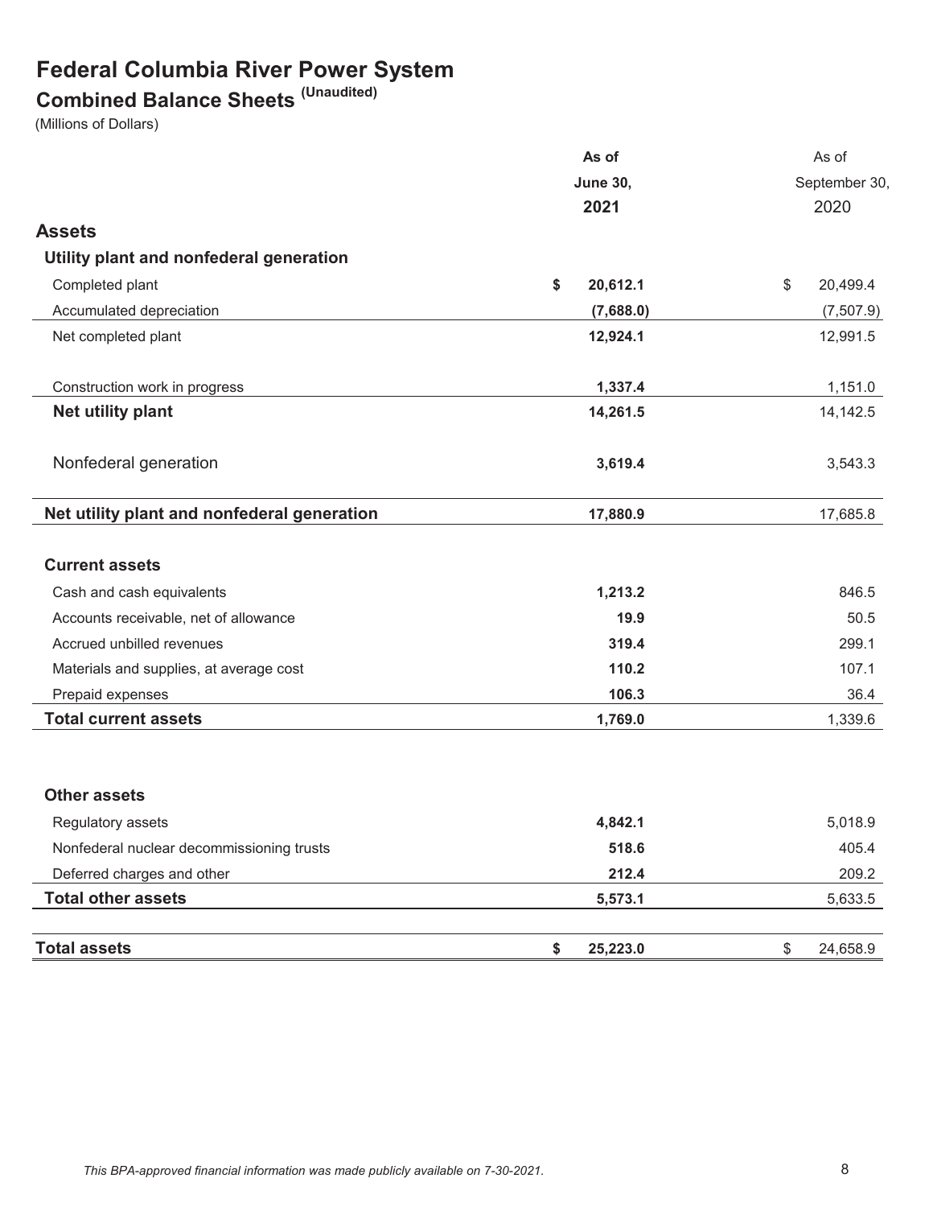# Federal Columbia River Power System

## Combined Balance Sheets (Unaudited)

(Millions of Dollars)

| | As of June 30, 2021 | As of September 30, 2020 |
|---|---|---|
| **Assets** | | |
| **Utility plant and nonfederal generation** | | |
| Completed plant | $ 20,612.1 | $ 20,499.4 |
| Accumulated depreciation | (7,688.0) | (7,507.9) |
| Net completed plant | 12,924.1 | 12,991.5 |
| Construction work in progress | 1,337.4 | 1,151.0 |
| **Net utility plant** | 14,261.5 | 14,142.5 |
| Nonfederal generation | 3,619.4 | 3,543.3 |
| **Net utility plant and nonfederal generation** | 17,880.9 | 17,685.8 |
| **Current assets** | | |
| Cash and cash equivalents | 1,213.2 | 846.5 |
| Accounts receivable, net of allowance | 19.9 | 50.5 |
| Accrued unbilled revenues | 319.4 | 299.1 |
| Materials and supplies, at average cost | 110.2 | 107.1 |
| Prepaid expenses | 106.3 | 36.4 |
| **Total current assets** | 1,769.0 | 1,339.6 |
| **Other assets** | | |
| Regulatory assets | 4,842.1 | 5,018.9 |
| Nonfederal nuclear decommissioning trusts | 518.6 | 405.4 |
| Deferred charges and other | 212.4 | 209.2 |
| **Total other assets** | 5,573.1 | 5,633.5 |
| **Total assets** | $ 25,223.0 | $ 24,658.9 |

*This BPA-approved financial information was made publicly available on 7-30-2021.*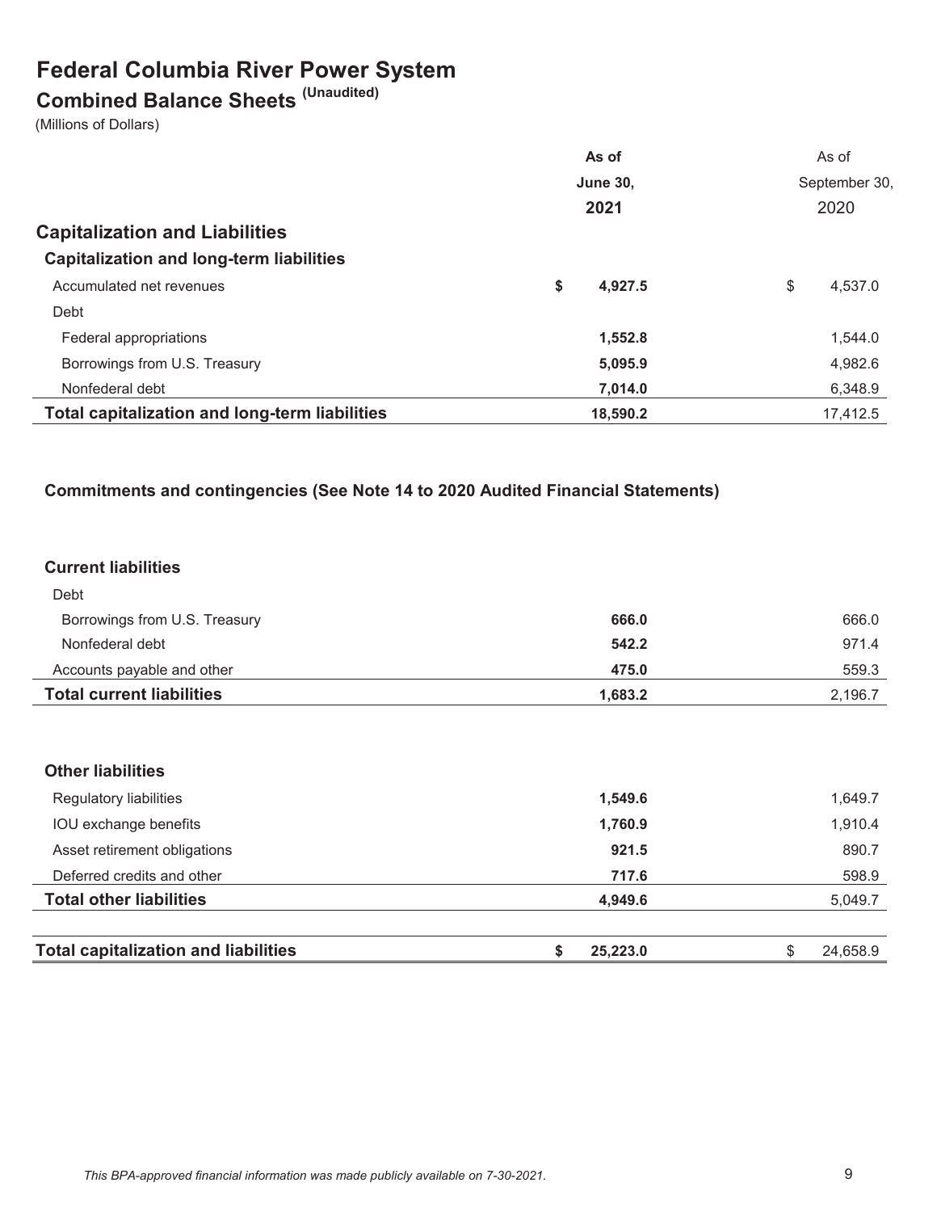# Federal Columbia River Power System

## Combined Balance Sheets (Unaudited)

(Millions of Dollars)

| | **As of June 30, 2021** | As of September 30, 2020 |
|---|---|---|
| **Capitalization and Liabilities** | | |
| **Capitalization and long-term liabilities** | | |
| Accumulated net revenues | **$ 4,927.5** | $ 4,537.0 |
| Debt | | |
| Federal appropriations | **1,552.8** | 1,544.0 |
| Borrowings from U.S. Treasury | **5,095.9** | 4,982.6 |
| Nonfederal debt | **7,014.0** | 6,348.9 |
| **Total capitalization and long-term liabilities** | **18,590.2** | 17,412.5 |
| **Commitments and contingencies (See Note 14 to 2020 Audited Financial Statements)** | | |
| **Current liabilities** | | |
| Debt | | |
| Borrowings from U.S. Treasury | **666.0** | 666.0 |
| Nonfederal debt | **542.2** | 971.4 |
| Accounts payable and other | **475.0** | 559.3 |
| **Total current liabilities** | **1,683.2** | 2,196.7 |
| **Other liabilities** | | |
| Regulatory liabilities | **1,549.6** | 1,649.7 |
| IOU exchange benefits | **1,760.9** | 1,910.4 |
| Asset retirement obligations | **921.5** | 890.7 |
| Deferred credits and other | **717.6** | 598.9 |
| **Total other liabilities** | **4,949.6** | 5,049.7 |
| **Total capitalization and liabilities** | **$ 25,223.0** | $ 24,658.9 |

*This BPA-approved financial information was made publicly available on 7-30-2021.*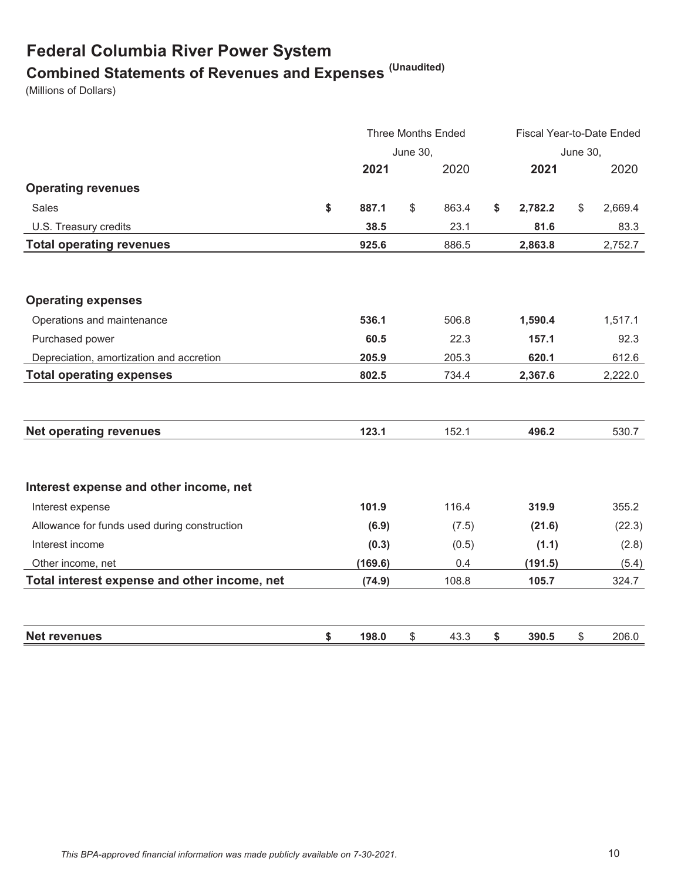# Federal Columbia River Power System

## Combined Statements of Revenues and Expenses (Unaudited)

(Millions of Dollars)

| | Three Months Ended June 30, | | Fiscal Year-to-Date Ended June 30, | |
|---|---|---|---|---|
| | **2021** | 2020 | **2021** | 2020 |
| **Operating revenues** | | | | |
| Sales | **$ 887.1** | $ 863.4 | **$ 2,782.2** | $ 2,669.4 |
| U.S. Treasury credits | **38.5** | 23.1 | **81.6** | 83.3 |
| **Total operating revenues** | **925.6** | 886.5 | **2,863.8** | 2,752.7 |
| **Operating expenses** | | | | |
| Operations and maintenance | **536.1** | 506.8 | **1,590.4** | 1,517.1 |
| Purchased power | **60.5** | 22.3 | **157.1** | 92.3 |
| Depreciation, amortization and accretion | **205.9** | 205.3 | **620.1** | 612.6 |
| **Total operating expenses** | **802.5** | 734.4 | **2,367.6** | 2,222.0 |
| **Net operating revenues** | **123.1** | 152.1 | **496.2** | 530.7 |
| **Interest expense and other income, net** | | | | |
| Interest expense | **101.9** | 116.4 | **319.9** | 355.2 |
| Allowance for funds used during construction | **(6.9)** | (7.5) | **(21.6)** | (22.3) |
| Interest income | **(0.3)** | (0.5) | **(1.1)** | (2.8) |
| Other income, net | **(169.6)** | 0.4 | **(191.5)** | (5.4) |
| **Total interest expense and other income, net** | **(74.9)** | 108.8 | **105.7** | 324.7 |
| **Net revenues** | **$ 198.0** | $ 43.3 | **$ 390.5** | $ 206.0 |

*This BPA-approved financial information was made publicly available on 7-30-2021.*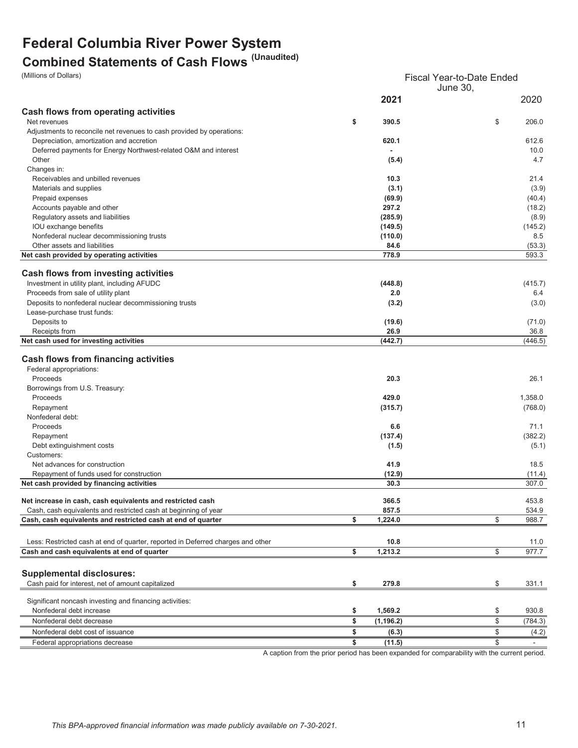# Federal Columbia River Power System

## Combined Statements of Cash Flows (Unaudited)

(Millions of Dollars)

| | Fiscal Year-to-Date Ended June 30, 2021 | 2020 |
|---|---|---|
| **Cash flows from operating activities** | | |
| Net revenues | **$ 390.5** | $ 206.0 |
| Adjustments to reconcile net revenues to cash provided by operations: | | |
| Depreciation, amortization and accretion | **620.1** | 612.6 |
| Deferred payments for Energy Northwest-related O&M and interest | **-** | 10.0 |
| Other | **(5.4)** | 4.7 |
| Changes in: | | |
| Receivables and unbilled revenues | **10.3** | 21.4 |
| Materials and supplies | **(3.1)** | (3.9) |
| Prepaid expenses | **(69.9)** | (40.4) |
| Accounts payable and other | **297.2** | (18.2) |
| Regulatory assets and liabilities | **(285.9)** | (8.9) |
| IOU exchange benefits | **(149.5)** | (145.2) |
| Nonfederal nuclear decommissioning trusts | **(110.0)** | 8.5 |
| Other assets and liabilities | **84.6** | (53.3) |
| **Net cash provided by operating activities** | **778.9** | 593.3 |
| **Cash flows from investing activities** | | |
| Investment in utility plant, including AFUDC | **(448.8)** | (415.7) |
| Proceeds from sale of utility plant | **2.0** | 6.4 |
| Deposits to nonfederal nuclear decommissioning trusts | **(3.2)** | (3.0) |
| Lease-purchase trust funds: | | |
| Deposits to | **(19.6)** | (71.0) |
| Receipts from | **26.9** | 36.8 |
| **Net cash used for investing activities** | **(442.7)** | (446.5) |
| **Cash flows from financing activities** | | |
| Federal appropriations: | | |
| Proceeds | **20.3** | 26.1 |
| Borrowings from U.S. Treasury: | | |
| Proceeds | **429.0** | 1,358.0 |
| Repayment | **(315.7)** | (768.0) |
| Nonfederal debt: | | |
| Proceeds | **6.6** | 71.1 |
| Repayment | **(137.4)** | (382.2) |
| Debt extinguishment costs | **(1.5)** | (5.1) |
| Customers: | | |
| Net advances for construction | **41.9** | 18.5 |
| Repayment of funds used for construction | **(12.9)** | (11.4) |
| **Net cash provided by financing activities** | **30.3** | 307.0 |
| **Net increase in cash, cash equivalents and restricted cash** | **366.5** | 453.8 |
| Cash, cash equivalents and restricted cash at beginning of year | **857.5** | 534.9 |
| **Cash, cash equivalents and restricted cash at end of quarter** | **$ 1,224.0** | $ 988.7 |
| Less: Restricted cash at end of quarter, reported in Deferred charges and other | **10.8** | 11.0 |
| **Cash and cash equivalents at end of quarter** | **$ 1,213.2** | $ 977.7 |
| **Supplemental disclosures:** | | |
| Cash paid for interest, net of amount capitalized | **$ 279.8** | $ 331.1 |
| Significant noncash investing and financing activities: | | |
| Nonfederal debt increase | **$ 1,569.2** | $ 930.8 |
| Nonfederal debt decrease | **$ (1,196.2)** | $ (784.3) |
| Nonfederal debt cost of issuance | **$ (6.3)** | $ (4.2) |
| Federal appropriations decrease | **$ (11.5)** | $ - |

A caption from the prior period has been expanded for comparability with the current period.

*This BPA-approved financial information was made publicly available on 7-30-2021.*